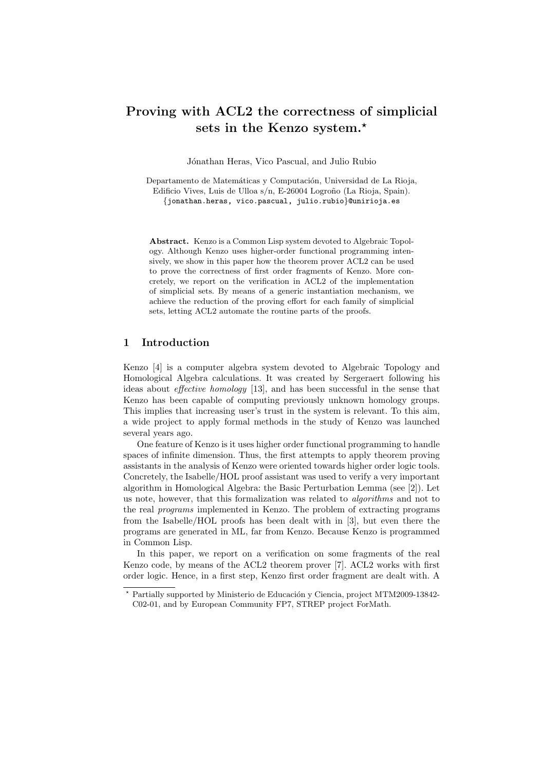# Proving with ACL2 the correctness of simplicial sets in the Kenzo system.*

Jónathan Heras, Vico Pascual, and Julio Rubio

Departamento de Matemáticas y Computación, Universidad de La Rioja, Edificio Vives, Luis de Ulloa s/n, E-26004 Logroño (La Rioja, Spain). {jonathan.heras, vico.pascual, julio.rubio}@unirioja.es

**Abstract.** Kenzo is a Common Lisp system devoted to Algebraic Topology. Although Kenzo uses higher-order functional programming intensively, we show in this paper how the theorem prover ACL2 can be used to prove the correctness of first order fragments of Kenzo. More concretely, we report on the verification in ACL2 of the implementation of simplicial sets. By means of a generic instantiation mechanism, we achieve the reduction of the proving effort for each family of simplicial sets, letting ACL2 automate the routine parts of the proofs.

## 1 Introduction

Kenzo [4] is a computer algebra system devoted to Algebraic Topology and Homological Algebra calculations. It was created by Sergeraert following his ideas about *effective homology* [13], and has been successful in the sense that Kenzo has been capable of computing previously unknown homology groups. This implies that increasing user's trust in the system is relevant. To this aim, a wide project to apply formal methods in the study of Kenzo was launched several years ago.

One feature of Kenzo is it uses higher order functional programming to handle spaces of infinite dimension. Thus, the first attempts to apply theorem proving assistants in the analysis of Kenzo were oriented towards higher order logic tools. Concretely, the Isabelle/HOL proof assistant was used to verify a very important algorithm in Homological Algebra: the Basic Perturbation Lemma (see [2]). Let us note, however, that this formalization was related to *algorithms* and not to the real *programs* implemented in Kenzo. The problem of extracting programs from the Isabelle/HOL proofs has been dealt with in [3], but even there the programs are generated in ML, far from Kenzo. Because Kenzo is programmed in Common Lisp.

In this paper, we report on a verification on some fragments of the real Kenzo code, by means of the ACL2 theorem prover [7]. ACL2 works with first order logic. Hence, in a first step, Kenzo first order fragment are dealt with. A

* Partially supported by Ministerio de Educación y Ciencia, project MTM2009-13842-C02-01, and by European Community FP7, STREP project ForMath.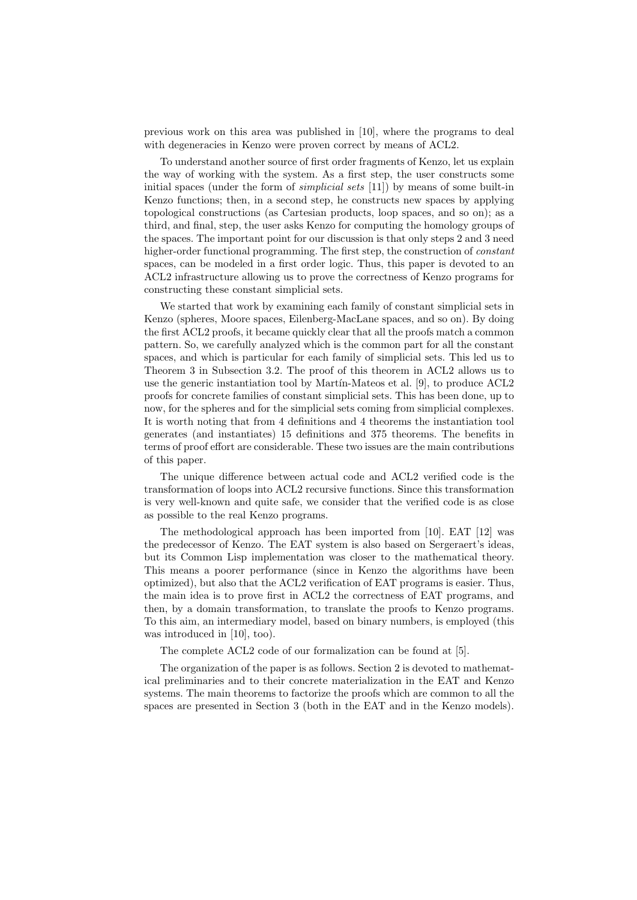previous work on this area was published in [10], where the programs to deal with degeneracies in Kenzo were proven correct by means of ACL2.

To understand another source of first order fragments of Kenzo, let us explain the way of working with the system. As a first step, the user constructs some initial spaces (under the form of *simplicial sets* [11]) by means of some built-in Kenzo functions; then, in a second step, he constructs new spaces by applying topological constructions (as Cartesian products, loop spaces, and so on); as a third, and final, step, the user asks Kenzo for computing the homology groups of the spaces. The important point for our discussion is that only steps 2 and 3 need higher-order functional programming. The first step, the construction of *constant* spaces, can be modeled in a first order logic. Thus, this paper is devoted to an ACL2 infrastructure allowing us to prove the correctness of Kenzo programs for constructing these constant simplicial sets.

We started that work by examining each family of constant simplicial sets in Kenzo (spheres, Moore spaces, Eilenberg-MacLane spaces, and so on). By doing the first ACL2 proofs, it became quickly clear that all the proofs match a common pattern. So, we carefully analyzed which is the common part for all the constant spaces, and which is particular for each family of simplicial sets. This led us to Theorem 3 in Subsection 3.2. The proof of this theorem in ACL2 allows us to use the generic instantiation tool by Martín-Mateos et al. [9], to produce ACL2 proofs for concrete families of constant simplicial sets. This has been done, up to now, for the spheres and for the simplicial sets coming from simplicial complexes. It is worth noting that from 4 definitions and 4 theorems the instantiation tool generates (and instantiates) 15 definitions and 375 theorems. The benefits in terms of proof effort are considerable. These two issues are the main contributions of this paper.

The unique difference between actual code and ACL2 verified code is the transformation of loops into ACL2 recursive functions. Since this transformation is very well-known and quite safe, we consider that the verified code is as close as possible to the real Kenzo programs.

The methodological approach has been imported from [10]. EAT [12] was the predecessor of Kenzo. The EAT system is also based on Sergeraert's ideas, but its Common Lisp implementation was closer to the mathematical theory. This means a poorer performance (since in Kenzo the algorithms have been optimized), but also that the ACL2 verification of EAT programs is easier. Thus, the main idea is to prove first in ACL2 the correctness of EAT programs, and then, by a domain transformation, to translate the proofs to Kenzo programs. To this aim, an intermediary model, based on binary numbers, is employed (this was introduced in [10], too).

The complete ACL2 code of our formalization can be found at [5].

The organization of the paper is as follows. Section 2 is devoted to mathematical preliminaries and to their concrete materialization in the EAT and Kenzo systems. The main theorems to factorize the proofs which are common to all the spaces are presented in Section 3 (both in the EAT and in the Kenzo models).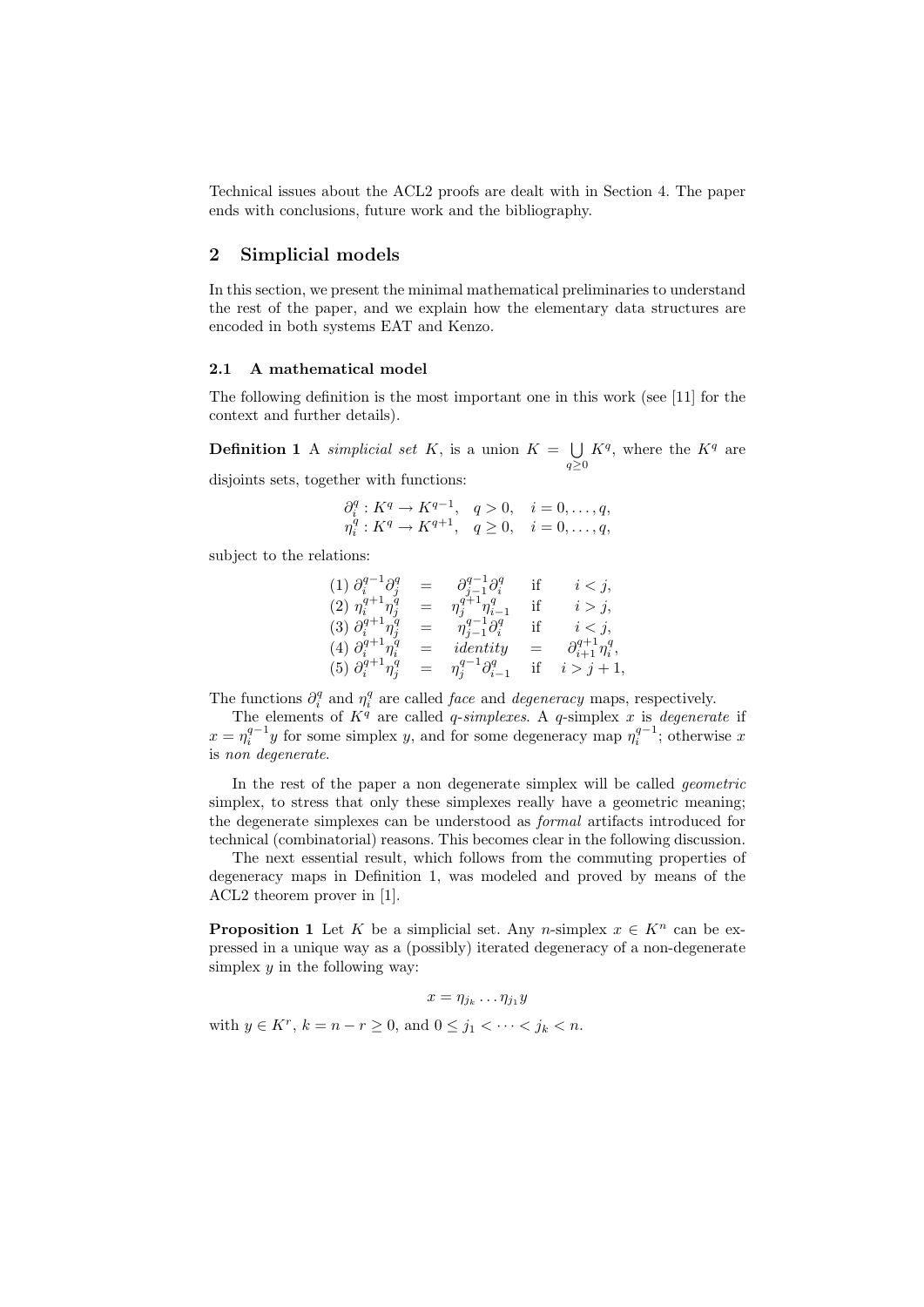Technical issues about the ACL2 proofs are dealt with in Section 4. The paper ends with conclusions, future work and the bibliography.

## 2 Simplicial models

In this section, we present the minimal mathematical preliminaries to understand the rest of the paper, and we explain how the elementary data structures are encoded in both systems EAT and Kenzo.

### 2.1 A mathematical model

The following definition is the most important one in this work (see [11] for the context and further details).

**Definition 1** A *simplicial set* $K$, is a union $K = \bigcup_{q \geq 0} K^q$, where the $K^q$ are disjoints sets, together with functions:

$$
\begin{array}{ll}
\partial_i^q : K^q \to K^{q-1}, & q > 0, \quad i = 0, \ldots, q, \\
\eta_i^q : K^q \to K^{q+1}, & q \geq 0, \quad i = 0, \ldots, q,
\end{array}
$$

subject to the relations:

$$
\begin{array}{lllll}
(1)\ \partial_i^{q-1}\partial_j^q & = & \partial_{j-1}^{q-1}\partial_i^q & \text{if} & i < j, \\
(2)\ \eta_i^{q+1}\eta_j^q & = & \eta_j^{q+1}\eta_{i-1}^q & \text{if} & i > j, \\
(3)\ \partial_i^{q+1}\eta_j^q & = & \eta_{j-1}^{q-1}\partial_i^q & \text{if} & i < j, \\
(4)\ \partial_i^{q+1}\eta_i^q & = & identity & = & \partial_{i+1}^{q+1}\eta_i^q, \\
(5)\ \partial_i^{q+1}\eta_j^q & = & \eta_j^{q-1}\partial_{i-1}^q & \text{if} & i > j+1,
\end{array}
$$

The functions $\partial_i^q$ and $\eta_i^q$ are called *face* and *degeneracy* maps, respectively.

The elements of $K^q$ are called *q-simplexes*. A $q$-simplex $x$ is *degenerate* if $x = \eta_i^{q-1} y$ for some simplex $y$, and for some degeneracy map $\eta_i^{q-1}$; otherwise $x$ is *non degenerate*.

In the rest of the paper a non degenerate simplex will be called *geometric* simplex, to stress that only these simplexes really have a geometric meaning; the degenerate simplexes can be understood as *formal* artifacts introduced for technical (combinatorial) reasons. This becomes clear in the following discussion.

The next essential result, which follows from the commuting properties of degeneracy maps in Definition 1, was modeled and proved by means of the ACL2 theorem prover in [1].

**Proposition 1** Let $K$ be a simplicial set. Any $n$-simplex $x \in K^n$ can be expressed in a unique way as a (possibly) iterated degeneracy of a non-degenerate simplex $y$ in the following way:

$$x = \eta_{j_k} \ldots \eta_{j_1} y$$

with $y \in K^r$, $k = n - r \geq 0$, and $0 \leq j_1 < \cdots < j_k < n$.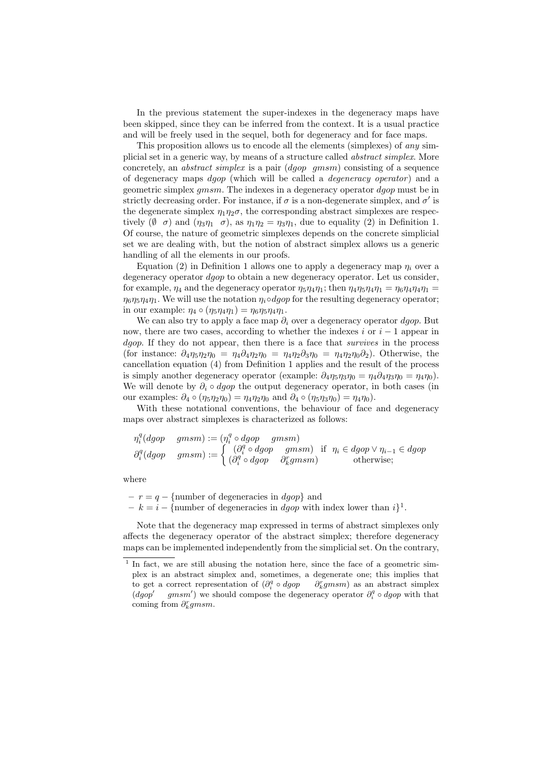In the previous statement the super-indexes in the degeneracy maps have been skipped, since they can be inferred from the context. It is a usual practice and will be freely used in the sequel, both for degeneracy and for face maps.

This proposition allows us to encode all the elements (simplexes) of *any* simplicial set in a generic way, by means of a structure called *abstract simplex*. More concretely, an *abstract simplex* is a pair ($dgop \;\; gmsm$) consisting of a sequence of degeneracy maps $dgop$ (which will be called a *degeneracy operator*) and a geometric simplex $gmsm$. The indexes in a degeneracy operator $dgop$ must be in strictly decreasing order. For instance, if $\sigma$ is a non-degenerate simplex, and $\sigma'$ is the degenerate simplex $\eta_1\eta_2\sigma$, the corresponding abstract simplexes are respectively $(\emptyset \;\; \sigma)$ and $(\eta_3\eta_1 \;\; \sigma)$, as $\eta_1\eta_2 = \eta_3\eta_1$, due to equality (2) in Definition 1. Of course, the nature of geometric simplexes depends on the concrete simplicial set we are dealing with, but the notion of abstract simplex allows us a generic handling of all the elements in our proofs.

Equation (2) in Definition 1 allows one to apply a degeneracy map $\eta_i$ over a degeneracy operator $dgop$ to obtain a new degeneracy operator. Let us consider, for example, $\eta_4$ and the degeneracy operator $\eta_5\eta_4\eta_1$; then $\eta_4\eta_5\eta_4\eta_1 = \eta_6\eta_4\eta_4\eta_1 = \eta_6\eta_5\eta_4\eta_1$. We will use the notation $\eta_i \circ dgop$ for the resulting degeneracy operator; in our example: $\eta_4 \circ (\eta_5\eta_4\eta_1) = \eta_6\eta_5\eta_4\eta_1$.

We can also try to apply a face map $\partial_i$ over a degeneracy operator $dgop$. But now, there are two cases, according to whether the indexes $i$ or $i-1$ appear in $dgop$. If they do not appear, then there is a face that *survives* in the process (for instance: $\partial_4\eta_5\eta_2\eta_0 = \eta_4\partial_4\eta_2\eta_0 = \eta_4\eta_2\partial_3\eta_0 = \eta_4\eta_2\eta_0\partial_2$). Otherwise, the cancellation equation (4) from Definition 1 applies and the result of the process is simply another degeneracy operator (example: $\partial_4\eta_5\eta_3\eta_0 = \eta_4\partial_4\eta_3\eta_0 = \eta_4\eta_0$). We will denote by $\partial_i \circ dgop$ the output degeneracy operator, in both cases (in our examples: $\partial_4 \circ (\eta_5\eta_2\eta_0) = \eta_4\eta_2\eta_0$ and $\partial_4 \circ (\eta_5\eta_3\eta_0) = \eta_4\eta_0$).

With these notational conventions, the behaviour of face and degeneracy maps over abstract simplexes is characterized as follows:

$$\eta_i^q(dgop \quad gmsm) := (\eta_i^q \circ dgop \quad gmsm)$$
$$\partial_i^q(dgop \quad gmsm) := \begin{cases} (\partial_i^q \circ dgop \quad gmsm) & \text{if } \; \eta_i \in dgop \vee \eta_{i-1} \in dgop \\ (\partial_i^q \circ dgop \quad \partial_k^r gmsm) & \text{otherwise;} \end{cases}$$

where

- $r = q - \{$number of degeneracies in $dgop\}$ and
- $k = i - \{$number of degeneracies in $dgop$ with index lower than $i\}$[1].

Note that the degeneracy map expressed in terms of abstract simplexes only affects the degeneracy operator of the abstract simplex; therefore degeneracy maps can be implemented independently from the simplicial set. On the contrary,

[1] In fact, we are still abusing the notation here, since the face of a geometric simplex is an abstract simplex and, sometimes, a degenerate one; this implies that to get a correct representation of $(\partial_i^q \circ dgop \quad \partial_k^r gmsm)$ as an abstract simplex $(dgop' \quad gmsm')$ we should compose the degeneracy operator $\partial_i^q \circ dgop$ with that coming from $\partial_k^r gmsm$.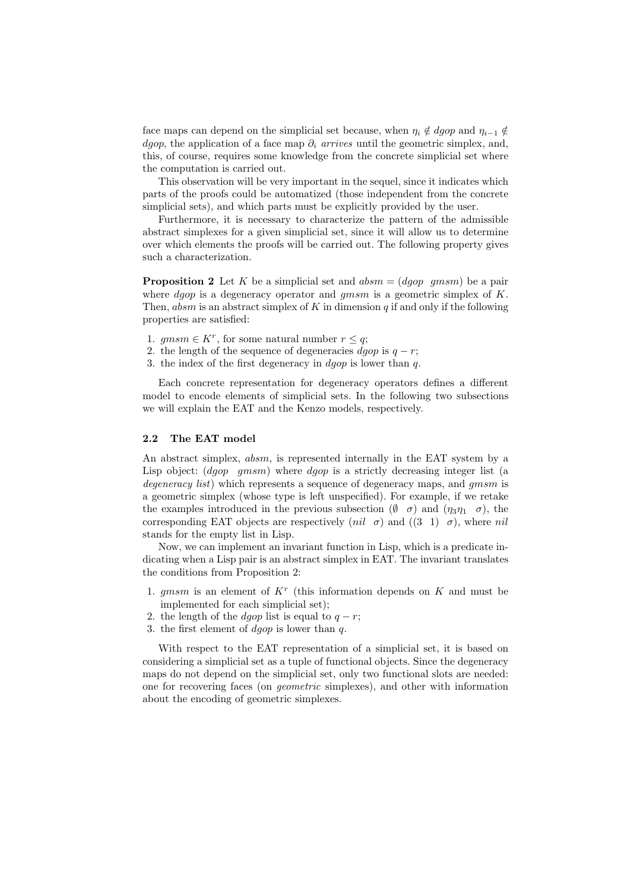face maps can depend on the simplicial set because, when $\eta_i \notin dgop$ and $\eta_{i-1} \notin dgop$, the application of a face map $\partial_i$ *arrives* until the geometric simplex, and, this, of course, requires some knowledge from the concrete simplicial set where the computation is carried out.

This observation will be very important in the sequel, since it indicates which parts of the proofs could be automatized (those independent from the concrete simplicial sets), and which parts must be explicitly provided by the user.

Furthermore, it is necessary to characterize the pattern of the admissible abstract simplexes for a given simplicial set, since it will allow us to determine over which elements the proofs will be carried out. The following property gives such a characterization.

**Proposition 2** Let $K$ be a simplicial set and $absm = (dgop \;\; gmsm)$ be a pair where $dgop$ is a degeneracy operator and $gmsm$ is a geometric simplex of $K$. Then, $absm$ is an abstract simplex of $K$ in dimension $q$ if and only if the following properties are satisfied:

1. $gmsm \in K^r$, for some natural number $r \leq q$;
2. the length of the sequence of degeneracies $dgop$ is $q - r$;
3. the index of the first degeneracy in $dgop$ is lower than $q$.

Each concrete representation for degeneracy operators defines a different model to encode elements of simplicial sets. In the following two subsections we will explain the EAT and the Kenzo models, respectively.

### 2.2 The EAT model

An abstract simplex, $absm$, is represented internally in the EAT system by a Lisp object: ($dgop \;\; gmsm$) where $dgop$ is a strictly decreasing integer list (a *degeneracy list*) which represents a sequence of degeneracy maps, and $gmsm$ is a geometric simplex (whose type is left unspecified). For example, if we retake the examples introduced in the previous subsection ($\emptyset \;\; \sigma$) and ($\eta_3\eta_1 \;\; \sigma$), the corresponding EAT objects are respectively ($nil \;\; \sigma$) and ((3 1) $\sigma$), where $nil$ stands for the empty list in Lisp.

Now, we can implement an invariant function in Lisp, which is a predicate indicating when a Lisp pair is an abstract simplex in EAT. The invariant translates the conditions from Proposition 2:

1. $gmsm$ is an element of $K^r$ (this information depends on $K$ and must be implemented for each simplicial set);
2. the length of the $dgop$ list is equal to $q - r$;
3. the first element of $dgop$ is lower than $q$.

With respect to the EAT representation of a simplicial set, it is based on considering a simplicial set as a tuple of functional objects. Since the degeneracy maps do not depend on the simplicial set, only two functional slots are needed: one for recovering faces (on *geometric* simplexes), and other with information about the encoding of geometric simplexes.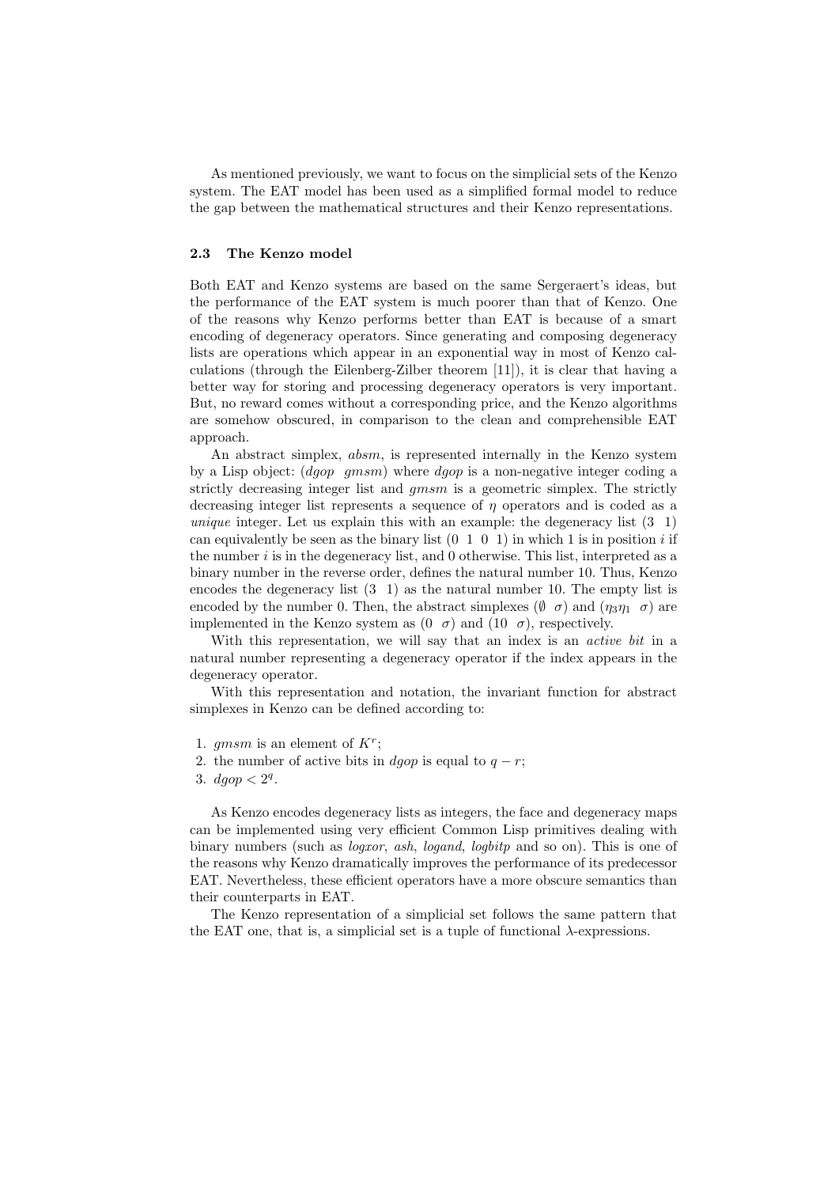As mentioned previously, we want to focus on the simplicial sets of the Kenzo system. The EAT model has been used as a simplified formal model to reduce the gap between the mathematical structures and their Kenzo representations.

### 2.3 The Kenzo model

Both EAT and Kenzo systems are based on the same Sergeraert's ideas, but the performance of the EAT system is much poorer than that of Kenzo. One of the reasons why Kenzo performs better than EAT is because of a smart encoding of degeneracy operators. Since generating and composing degeneracy lists are operations which appear in an exponential way in most of Kenzo calculations (through the Eilenberg-Zilber theorem [11]), it is clear that having a better way for storing and processing degeneracy operators is very important. But, no reward comes without a corresponding price, and the Kenzo algorithms are somehow obscured, in comparison to the clean and comprehensible EAT approach.

An abstract simplex, *absm*, is represented internally in the Kenzo system by a Lisp object: (*dgop* *gmsm*) where *dgop* is a non-negative integer coding a strictly decreasing integer list and *gmsm* is a geometric simplex. The strictly decreasing integer list represents a sequence of $\eta$ operators and is coded as a *unique* integer. Let us explain this with an example: the degeneracy list (3 1) can equivalently be seen as the binary list (0 1 0 1) in which 1 is in position $i$ if the number $i$ is in the degeneracy list, and 0 otherwise. This list, interpreted as a binary number in the reverse order, defines the natural number 10. Thus, Kenzo encodes the degeneracy list (3 1) as the natural number 10. The empty list is encoded by the number 0. Then, the abstract simplexes ($\emptyset$ $\sigma$) and ($\eta_3\eta_1$ $\sigma$) are implemented in the Kenzo system as (0 $\sigma$) and (10 $\sigma$), respectively.

With this representation, we will say that an index is an *active bit* in a natural number representing a degeneracy operator if the index appears in the degeneracy operator.

With this representation and notation, the invariant function for abstract simplexes in Kenzo can be defined according to:

1. *gmsm* is an element of $K^r$;
2. the number of active bits in *dgop* is equal to $q - r$;
3. $dgop < 2^q$.

As Kenzo encodes degeneracy lists as integers, the face and degeneracy maps can be implemented using very efficient Common Lisp primitives dealing with binary numbers (such as *logxor*, *ash*, *logand*, *logbitp* and so on). This is one of the reasons why Kenzo dramatically improves the performance of its predecessor EAT. Nevertheless, these efficient operators have a more obscure semantics than their counterparts in EAT.

The Kenzo representation of a simplicial set follows the same pattern that the EAT one, that is, a simplicial set is a tuple of functional $\lambda$-expressions.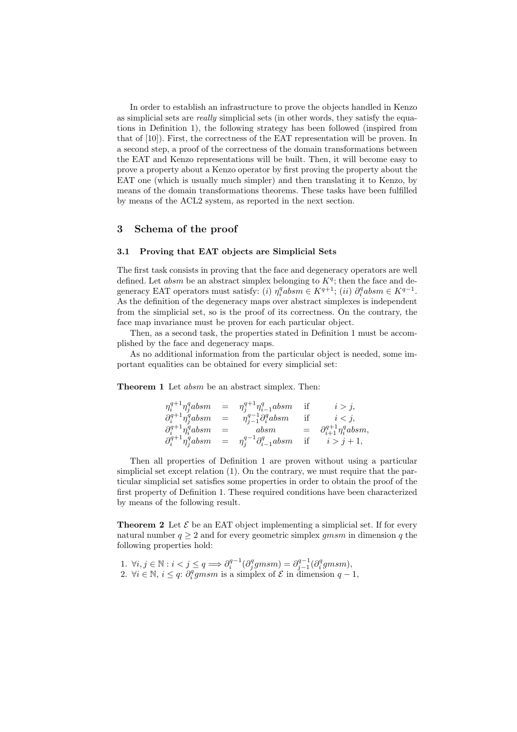In order to establish an infrastructure to prove the objects handled in Kenzo as simplicial sets are *really* simplicial sets (in other words, they satisfy the equations in Definition 1), the following strategy has been followed (inspired from that of [10]). First, the correctness of the EAT representation will be proven. In a second step, a proof of the correctness of the domain transformations between the EAT and Kenzo representations will be built. Then, it will become easy to prove a property about a Kenzo operator by first proving the property about the EAT one (which is usually much simpler) and then translating it to Kenzo, by means of the domain transformations theorems. These tasks have been fulfilled by means of the ACL2 system, as reported in the next section.

## 3 Schema of the proof

### 3.1 Proving that EAT objects are Simplicial Sets

The first task consists in proving that the face and degeneracy operators are well defined. Let *absm* be an abstract simplex belonging to $K^q$; then the face and degeneracy EAT operators must satisfy: (*i*) $\eta_i^q absm \in K^{q+1}$; (*ii*) $\partial_i^q absm \in K^{q-1}$. As the definition of the degeneracy maps over abstract simplexes is independent from the simplicial set, so is the proof of its correctness. On the contrary, the face map invariance must be proven for each particular object.

Then, as a second task, the properties stated in Definition 1 must be accomplished by the face and degeneracy maps.

As no additional information from the particular object is needed, some important equalities can be obtained for every simplicial set:

**Theorem 1** Let *absm* be an abstract simplex. Then:

$$
\begin{array}{rclcl}
\eta_i^{q+1}\eta_j^q absm & = & \eta_j^{q+1}\eta_{i-1}^q absm & \text{if} & i > j, \\
\partial_i^{q+1}\eta_j^q absm & = & \eta_{j-1}^{q-1}\partial_i^q absm & \text{if} & i < j, \\
\partial_i^{q+1}\eta_i^q absm & = & absm & = & \partial_{i+1}^{q+1}\eta_i^q absm, \\
\partial_i^{q+1}\eta_j^q absm & = & \eta_j^{q-1}\partial_{i-1}^q absm & \text{if} & i > j+1,
\end{array}
$$

Then all properties of Definition 1 are proven without using a particular simplicial set except relation (1). On the contrary, we must require that the particular simplicial set satisfies some properties in order to obtain the proof of the first property of Definition 1. These required conditions have been characterized by means of the following result.

**Theorem 2** Let $\mathcal{E}$ be an EAT object implementing a simplicial set. If for every natural number $q \geq 2$ and for every geometric simplex *gmsm* in dimension $q$ the following properties hold:

1. $\forall i, j \in \mathbb{N} : i < j \leq q \Longrightarrow \partial_i^{q-1}(\partial_j^q gmsm) = \partial_{j-1}^{q-1}(\partial_i^q gmsm)$,
2. $\forall i \in \mathbb{N}, i \leq q$: $\partial_i^q gmsm$ is a simplex of $\mathcal{E}$ in dimension $q-1$,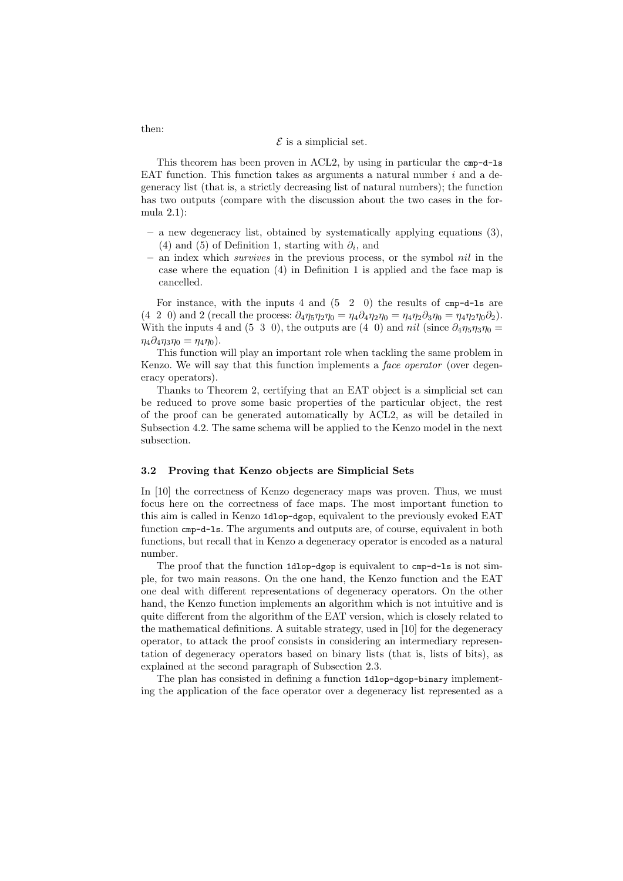then:

$$\mathcal{E} \text{ is a simplicial set.}$$

This theorem has been proven in ACL2, by using in particular the `cmp-d-ls` EAT function. This function takes as arguments a natural number $i$ and a degeneracy list (that is, a strictly decreasing list of natural numbers); the function has two outputs (compare with the discussion about the two cases in the formula 2.1):

- a new degeneracy list, obtained by systematically applying equations (3), (4) and (5) of Definition 1, starting with $\partial_i$, and
- an index which *survives* in the previous process, or the symbol *nil* in the case where the equation (4) in Definition 1 is applied and the face map is cancelled.

For instance, with the inputs 4 and (5 2 0) the results of `cmp-d-ls` are (4 2 0) and 2 (recall the process: $\partial_4\eta_5\eta_2\eta_0 = \eta_4\partial_4\eta_2\eta_0 = \eta_4\eta_2\partial_3\eta_0 = \eta_4\eta_2\eta_0\partial_2$). With the inputs 4 and (5 3 0), the outputs are (4 0) and *nil* (since $\partial_4\eta_5\eta_3\eta_0 = \eta_4\partial_4\eta_3\eta_0 = \eta_4\eta_0$).

This function will play an important role when tackling the same problem in Kenzo. We will say that this function implements a *face operator* (over degeneracy operators).

Thanks to Theorem 2, certifying that an EAT object is a simplicial set can be reduced to prove some basic properties of the particular object, the rest of the proof can be generated automatically by ACL2, as will be detailed in Subsection 4.2. The same schema will be applied to the Kenzo model in the next subsection.

### 3.2 Proving that Kenzo objects are Simplicial Sets

In [10] the correctness of Kenzo degeneracy maps was proven. Thus, we must focus here on the correctness of face maps. The most important function to this aim is called in Kenzo `1dlop-dgop`, equivalent to the previously evoked EAT function `cmp-d-ls`. The arguments and outputs are, of course, equivalent in both functions, but recall that in Kenzo a degeneracy operator is encoded as a natural number.

The proof that the function `1dlop-dgop` is equivalent to `cmp-d-ls` is not simple, for two main reasons. On the one hand, the Kenzo function and the EAT one deal with different representations of degeneracy operators. On the other hand, the Kenzo function implements an algorithm which is not intuitive and is quite different from the algorithm of the EAT version, which is closely related to the mathematical definitions. A suitable strategy, used in [10] for the degeneracy operator, to attack the proof consists in considering an intermediary representation of degeneracy operators based on binary lists (that is, lists of bits), as explained at the second paragraph of Subsection 2.3.

The plan has consisted in defining a function `1dlop-dgop-binary` implementing the application of the face operator over a degeneracy list represented as a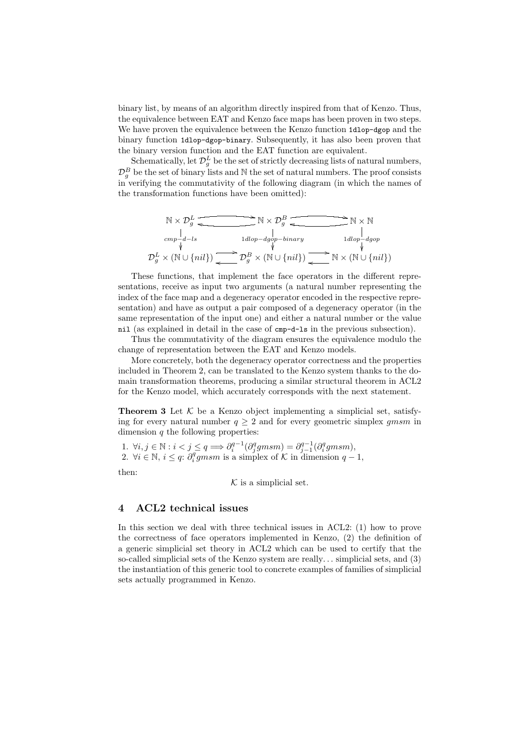binary list, by means of an algorithm directly inspired from that of Kenzo. Thus, the equivalence between EAT and Kenzo face maps has been proven in two steps. We have proven the equivalence between the Kenzo function `1dlop-dgop` and the binary function `1dlop-dgop-binary`. Subsequently, it has also been proven that the binary version function and the EAT function are equivalent.

Schematically, let $\mathcal{D}_g^L$ be the set of strictly decreasing lists of natural numbers, $\mathcal{D}_g^B$ be the set of binary lists and $\mathbb{N}$ the set of natural numbers. The proof consists in verifying the commutativity of the following diagram (in which the names of the transformation functions have been omitted):

$$
\begin{array}{ccccc}
\mathbb{N} \times \mathcal{D}_g^L & \rightleftarrows & \mathbb{N} \times \mathcal{D}_g^B & \rightleftarrows & \mathbb{N} \times \mathbb{N} \\
\downarrow {\scriptstyle cmp-d-ls} & & \downarrow {\scriptstyle 1dlop-dgop-binary} & & \downarrow {\scriptstyle 1dlop-dgop} \\
\mathcal{D}_g^L \times (\mathbb{N} \cup \{nil\}) & \rightleftarrows & \mathcal{D}_g^B \times (\mathbb{N} \cup \{nil\}) & \rightleftarrows & \mathbb{N} \times (\mathbb{N} \cup \{nil\})
\end{array}
$$

These functions, that implement the face operators in the different representations, receive as input two arguments (a natural number representing the index of the face map and a degeneracy operator encoded in the respective representation) and have as output a pair composed of a degeneracy operator (in the same representation of the input one) and either a natural number or the value `nil` (as explained in detail in the case of `cmp-d-ls` in the previous subsection).

Thus the commutativity of the diagram ensures the equivalence modulo the change of representation between the EAT and Kenzo models.

More concretely, both the degeneracy operator correctness and the properties included in Theorem 2, can be translated to the Kenzo system thanks to the domain transformation theorems, producing a similar structural theorem in ACL2 for the Kenzo model, which accurately corresponds with the next statement.

**Theorem 3** Let $\mathcal{K}$ be a Kenzo object implementing a simplicial set, satisfying for every natural number $q \geq 2$ and for every geometric simplex *gmsm* in dimension $q$ the following properties:

1. $\forall i, j \in \mathbb{N} : i < j \leq q \Longrightarrow \partial_i^{q-1}(\partial_j^q gmsm) = \partial_{j-1}^{q-1}(\partial_i^q gmsm)$,
2. $\forall i \in \mathbb{N}$, $i \leq q$: $\partial_i^q gmsm$ is a simplex of $\mathcal{K}$ in dimension $q-1$,

then:

$$\mathcal{K} \text{ is a simplicial set.}$$

## 4 ACL2 technical issues

In this section we deal with three technical issues in ACL2: (1) how to prove the correctness of face operators implemented in Kenzo, (2) the definition of a generic simplicial set theory in ACL2 which can be used to certify that the so-called simplicial sets of the Kenzo system are really... simplicial sets, and (3) the instantiation of this generic tool to concrete examples of families of simplicial sets actually programmed in Kenzo.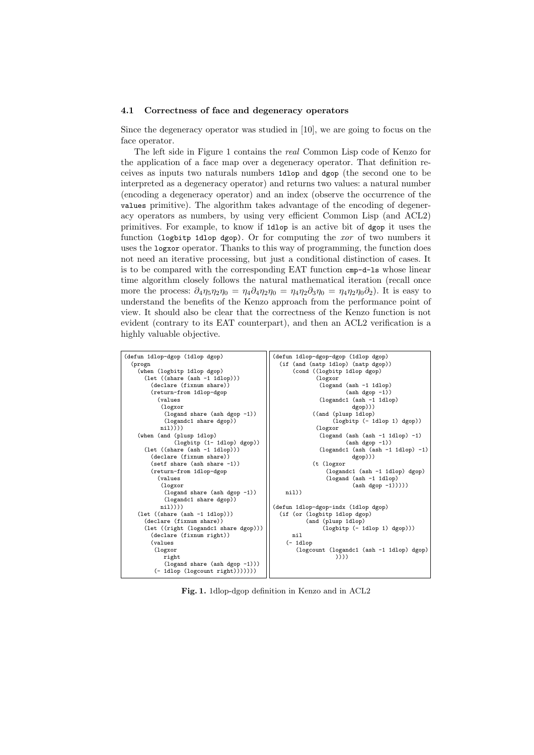### 4.1 Correctness of face and degeneracy operators

Since the degeneracy operator was studied in [10], we are going to focus on the face operator.

The left side in Figure 1 contains the *real* Common Lisp code of Kenzo for the application of a face map over a degeneracy operator. That definition receives as inputs two naturals numbers `1dlop` and `dgop` (the second one to be interpreted as a degeneracy operator) and returns two values: a natural number (encoding a degeneracy operator) and an index (observe the occurrence of the `values` primitive). The algorithm takes advantage of the encoding of degeneracy operators as numbers, by using very efficient Common Lisp (and ACL2) primitives. For example, to know if `1dlop` is an active bit of `dgop` it uses the function `(logbitp 1dlop dgop)`. Or for computing the *xor* of two numbers it uses the `logxor` operator. Thanks to this way of programming, the function does not need an iterative processing, but just a conditional distinction of cases. It is to be compared with the corresponding EAT function `cmp-d-ls` whose linear time algorithm closely follows the natural mathematical iteration (recall once more the process: $\partial_4\eta_5\eta_2\eta_0 = \eta_4\partial_4\eta_2\eta_0 = \eta_4\eta_2\partial_3\eta_0 = \eta_4\eta_2\eta_0\partial_2$). It is easy to understand the benefits of the Kenzo approach from the performance point of view. It should also be clear that the correctness of the Kenzo function is not evident (contrary to its EAT counterpart), and then an ACL2 verification is a highly valuable objective.

```
(defun 1dlop-dgop (1dlop dgop)
  (progn
    (when (logbitp 1dlop dgop)
      (let ((share (ash -1 1dlop)))
        (declare (fixnum share))
        (return-from 1dlop-dgop
          (values
           (logxor
            (logand share (ash dgop -1))
            (logandc1 share dgop))
           nil))))
    (when (and (plusp 1dlop)
               (logbitp (1- 1dlop) dgop))
      (let ((share (ash -1 1dlop)))
        (declare (fixnum share))
        (setf share (ash share -1))
        (return-from 1dlop-dgop
          (values
           (logxor
            (logand share (ash dgop -1))
            (logandc1 share dgop))
           nil))))
    (let ((share (ash -1 1dlop)))
      (declare (fixnum share))
      (let ((right (logandc1 share dgop)))
        (declare (fixnum right))
        (values
         (logxor
          right
          (logand share (ash dgop -1)))
         (- 1dlop (logcount right)))))))
```

```
(defun 1dlop-dgop-dgop (1dlop dgop)
  (if (and (natp 1dlop) (natp dgop))
      (cond ((logbitp 1dlop dgop)
             (logxor
              (logand (ash -1 1dlop)
                      (ash dgop -1))
              (logandc1 (ash -1 1dlop)
                        dgop)))
            ((and (plusp 1dlop)
                  (logbitp (- 1dlop 1) dgop))
             (logxor
              (logand (ash (ash -1 1dlop) -1)
                      (ash dgop -1))
              (logandc1 (ash (ash -1 1dlop) -1)
                        dgop)))
            (t (logxor
                (logandc1 (ash -1 1dlop) dgop)
                (logand (ash -1 1dlop)
                        (ash dgop -1)))))
    nil))

(defun 1dlop-dgop-indx (1dlop dgop)
  (if (or (logbitp 1dlop dgop)
          (and (plusp 1dlop)
               (logbitp (- 1dlop 1) dgop)))
      nil
    (- 1dlop
       (logcount (logandc1 (ash -1 1dlop) dgop)
                 ))))
```

**Fig. 1.** 1dlop-dgop definition in Kenzo and in ACL2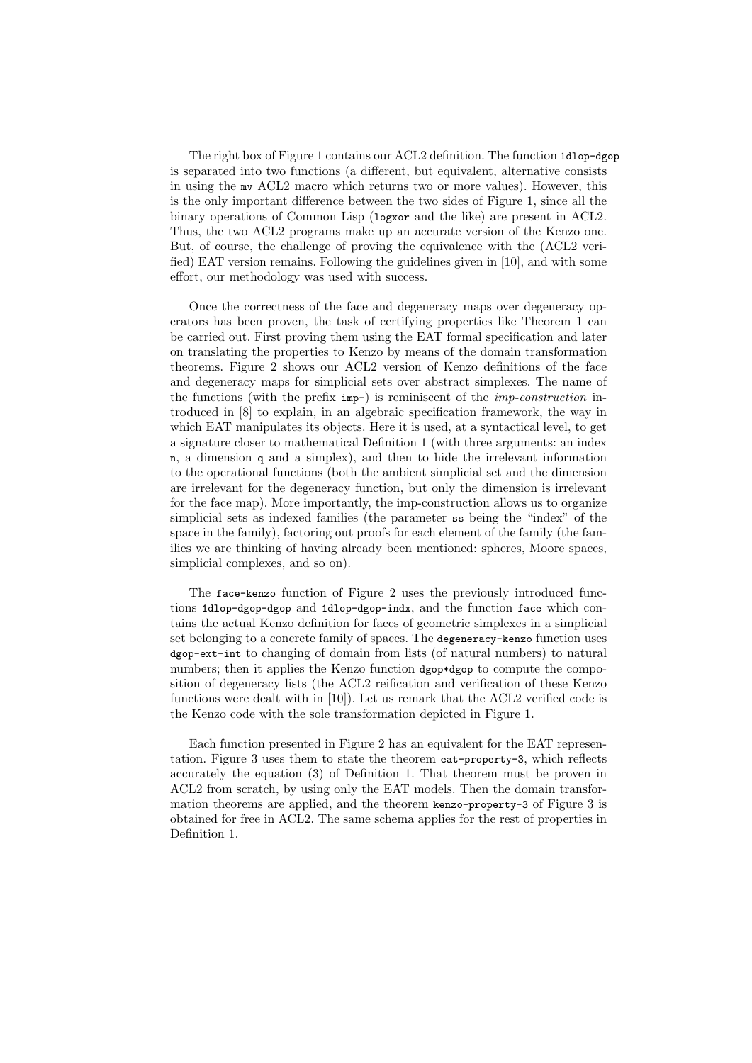The right box of Figure 1 contains our ACL2 definition. The function `1dlop-dgop` is separated into two functions (a different, but equivalent, alternative consists in using the `mv` ACL2 macro which returns two or more values). However, this is the only important difference between the two sides of Figure 1, since all the binary operations of Common Lisp (`logxor` and the like) are present in ACL2. Thus, the two ACL2 programs make up an accurate version of the Kenzo one. But, of course, the challenge of proving the equivalence with the (ACL2 verified) EAT version remains. Following the guidelines given in [10], and with some effort, our methodology was used with success.

Once the correctness of the face and degeneracy maps over degeneracy operators has been proven, the task of certifying properties like Theorem 1 can be carried out. First proving them using the EAT formal specification and later on translating the properties to Kenzo by means of the domain transformation theorems. Figure 2 shows our ACL2 version of Kenzo definitions of the face and degeneracy maps for simplicial sets over abstract simplexes. The name of the functions (with the prefix `imp-`) is reminiscent of the *imp-construction* introduced in [8] to explain, in an algebraic specification framework, the way in which EAT manipulates its objects. Here it is used, at a syntactical level, to get a signature closer to mathematical Definition 1 (with three arguments: an index `n`, a dimension `q` and a simplex), and then to hide the irrelevant information to the operational functions (both the ambient simplicial set and the dimension are irrelevant for the degeneracy function, but only the dimension is irrelevant for the face map). More importantly, the imp-construction allows us to organize simplicial sets as indexed families (the parameter `ss` being the "index" of the space in the family), factoring out proofs for each element of the family (the families we are thinking of having already been mentioned: spheres, Moore spaces, simplicial complexes, and so on).

The `face-kenzo` function of Figure 2 uses the previously introduced functions `1dlop-dgop-dgop` and `1dlop-dgop-indx`, and the function `face` which contains the actual Kenzo definition for faces of geometric simplexes in a simplicial set belonging to a concrete family of spaces. The `degeneracy-kenzo` function uses `dgop-ext-int` to changing of domain from lists (of natural numbers) to natural numbers; then it applies the Kenzo function `dgop*dgop` to compute the composition of degeneracy lists (the ACL2 reification and verification of these Kenzo functions were dealt with in [10]). Let us remark that the ACL2 verified code is the Kenzo code with the sole transformation depicted in Figure 1.

Each function presented in Figure 2 has an equivalent for the EAT representation. Figure 3 uses them to state the theorem `eat-property-3`, which reflects accurately the equation (3) of Definition 1. That theorem must be proven in ACL2 from scratch, by using only the EAT models. Then the domain transformation theorems are applied, and the theorem `kenzo-property-3` of Figure 3 is obtained for free in ACL2. The same schema applies for the rest of properties in Definition 1.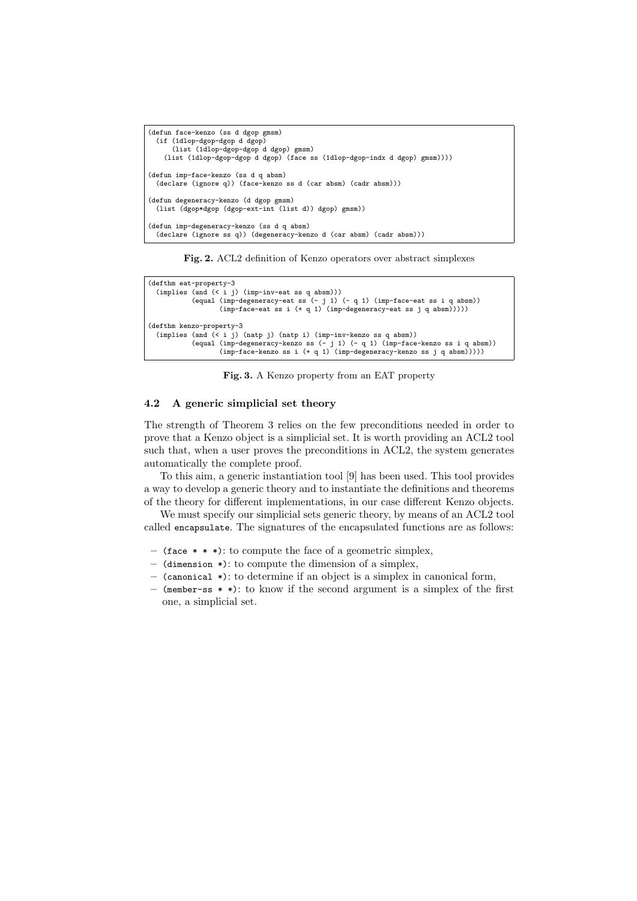```
(defun face-kenzo (ss d dgop gmsm)
  (if (1dlop-dgop-dgop d dgop)
      (list (1dlop-dgop-dgop d dgop) gmsm)
    (list (1dlop-dgop-dgop d dgop) (face ss (1dlop-dgop-indx d dgop) gmsm))))

(defun imp-face-kenzo (ss d q absm)
  (declare (ignore q)) (face-kenzo ss d (car absm) (cadr absm)))

(defun degeneracy-kenzo (d dgop gmsm)
  (list (dgop*dgop (dgop-ext-int (list d)) dgop) gmsm))

(defun imp-degeneracy-kenzo (ss d q absm)
  (declare (ignore ss q)) (degeneracy-kenzo d (car absm) (cadr absm)))
```

**Fig. 2.** ACL2 definition of Kenzo operators over abstract simplexes

```
(defthm eat-property-3
  (implies (and (< i j) (imp-inv-eat ss q absm)))
           (equal (imp-degeneracy-eat ss (- j 1) (- q 1) (imp-face-eat ss i q absm))
                  (imp-face-eat ss i (+ q 1) (imp-degeneracy-eat ss j q absm)))))

(defthm kenzo-property-3
  (implies (and (< i j) (natp j) (natp i) (imp-inv-kenzo ss q absm))
           (equal (imp-degeneracy-kenzo ss (- j 1) (- q 1) (imp-face-kenzo ss i q absm))
                  (imp-face-kenzo ss i (+ q 1) (imp-degeneracy-kenzo ss j q absm)))))
```

**Fig. 3.** A Kenzo property from an EAT property

### 4.2 A generic simplicial set theory

The strength of Theorem 3 relies on the few preconditions needed in order to prove that a Kenzo object is a simplicial set. It is worth providing an ACL2 tool such that, when a user proves the preconditions in ACL2, the system generates automatically the complete proof.

To this aim, a generic instantiation tool [9] has been used. This tool provides a way to develop a generic theory and to instantiate the definitions and theorems of the theory for different implementations, in our case different Kenzo objects.

We must specify our simplicial sets generic theory, by means of an ACL2 tool called `encapsulate`. The signatures of the encapsulated functions are as follows:

- `(face * * *)`: to compute the face of a geometric simplex,
- `(dimension *)`: to compute the dimension of a simplex,
- `(canonical *)`: to determine if an object is a simplex in canonical form,
- `(member-ss * *)`: to know if the second argument is a simplex of the first one, a simplicial set.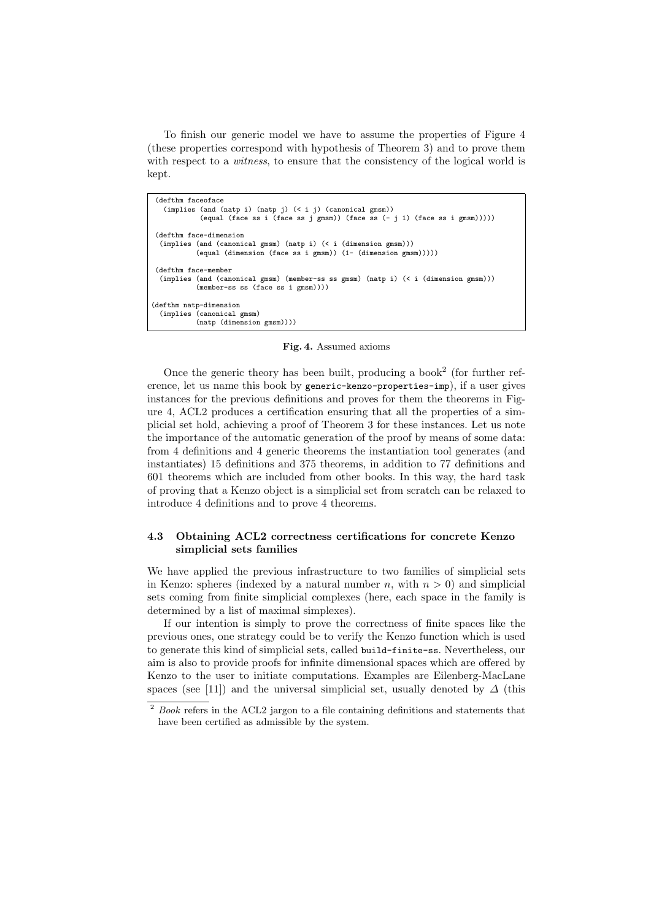To finish our generic model we have to assume the properties of Figure 4 (these properties correspond with hypothesis of Theorem 3) and to prove them with respect to a *witness*, to ensure that the consistency of the logical world is kept.

```
(defthm faceoface
  (implies (and (natp i) (natp j) (< i j) (canonical gmsm))
           (equal (face ss i (face ss j gmsm)) (face ss (- j 1) (face ss i gmsm)))))

(defthm face-dimension
 (implies (and (canonical gmsm) (natp i) (< i (dimension gmsm)))
          (equal (dimension (face ss i gmsm)) (1- (dimension gmsm)))))

(defthm face-member
 (implies (and (canonical gmsm) (member-ss ss gmsm) (natp i) (< i (dimension gmsm)))
          (member-ss ss (face ss i gmsm))))

(defthm natp-dimension
  (implies (canonical gmsm)
           (natp (dimension gmsm))))
```

**Fig. 4.** Assumed axioms

Once the generic theory has been built, producing a book[2] (for further reference, let us name this book by `generic-kenzo-properties-imp`), if a user gives instances for the previous definitions and proves for them the theorems in Figure 4, ACL2 produces a certification ensuring that all the properties of a simplicial set hold, achieving a proof of Theorem 3 for these instances. Let us note the importance of the automatic generation of the proof by means of some data: from 4 definitions and 4 generic theorems the instantiation tool generates (and instantiates) 15 definitions and 375 theorems, in addition to 77 definitions and 601 theorems which are included from other books. In this way, the hard task of proving that a Kenzo object is a simplicial set from scratch can be relaxed to introduce 4 definitions and to prove 4 theorems.

### 4.3 Obtaining ACL2 correctness certifications for concrete Kenzo simplicial sets families

We have applied the previous infrastructure to two families of simplicial sets in Kenzo: spheres (indexed by a natural number $n$, with $n > 0$) and simplicial sets coming from finite simplicial complexes (here, each space in the family is determined by a list of maximal simplexes).

If our intention is simply to prove the correctness of finite spaces like the previous ones, one strategy could be to verify the Kenzo function which is used to generate this kind of simplicial sets, called `build-finite-ss`. Nevertheless, our aim is also to provide proofs for infinite dimensional spaces which are offered by Kenzo to the user to initiate computations. Examples are Eilenberg-MacLane spaces (see [11]) and the universal simplicial set, usually denoted by $\Delta$ (this

[2] *Book* refers in the ACL2 jargon to a file containing definitions and statements that have been certified as admissible by the system.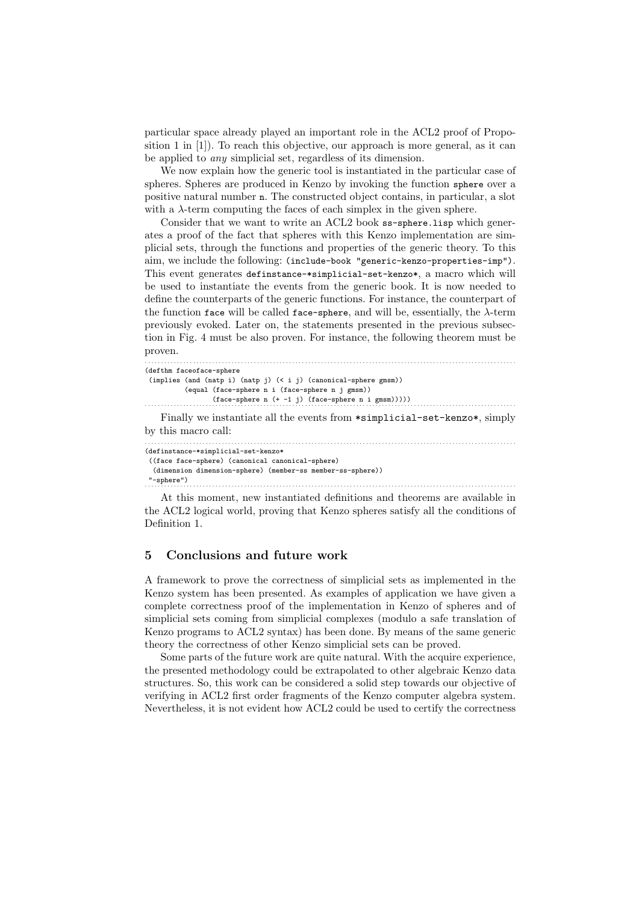particular space already played an important role in the ACL2 proof of Proposition 1 in [1]). To reach this objective, our approach is more general, as it can be applied to *any* simplicial set, regardless of its dimension.

We now explain how the generic tool is instantiated in the particular case of spheres. Spheres are produced in Kenzo by invoking the function `sphere` over a positive natural number `n`. The constructed object contains, in particular, a slot with a $\lambda$-term computing the faces of each simplex in the given sphere.

Consider that we want to write an ACL2 book `ss-sphere.lisp` which generates a proof of the fact that spheres with this Kenzo implementation are simplicial sets, through the functions and properties of the generic theory. To this aim, we include the following: `(include-book "generic-kenzo-properties-imp")`. This event generates `definstance-*simplicial-set-kenzo*`, a macro which will be used to instantiate the events from the generic book. It is now needed to define the counterparts of the generic functions. For instance, the counterpart of the function `face` will be called `face-sphere`, and will be, essentially, the $\lambda$-term previously evoked. Later on, the statements presented in the previous subsection in Fig. 4 must be also proven. For instance, the following theorem must be proven.

```
(defthm faceoface-sphere
 (implies (and (natp i) (natp j) (< i j) (canonical-sphere gmsm))
          (equal (face-sphere n i (face-sphere n j gmsm))
                 (face-sphere n (+ -1 j) (face-sphere n i gmsm)))))
```

Finally we instantiate all the events from `*simplicial-set-kenzo*`, simply by this macro call:

```
(definstance-*simplicial-set-kenzo*
 ((face face-sphere) (canonical canonical-sphere)
  (dimension dimension-sphere) (member-ss member-ss-sphere))
 "-sphere")
```

At this moment, new instantiated definitions and theorems are available in the ACL2 logical world, proving that Kenzo spheres satisfy all the conditions of Definition 1.

## 5 Conclusions and future work

A framework to prove the correctness of simplicial sets as implemented in the Kenzo system has been presented. As examples of application we have given a complete correctness proof of the implementation in Kenzo of spheres and of simplicial sets coming from simplicial complexes (modulo a safe translation of Kenzo programs to ACL2 syntax) has been done. By means of the same generic theory the correctness of other Kenzo simplicial sets can be proved.

Some parts of the future work are quite natural. With the acquire experience, the presented methodology could be extrapolated to other algebraic Kenzo data structures. So, this work can be considered a solid step towards our objective of verifying in ACL2 first order fragments of the Kenzo computer algebra system. Nevertheless, it is not evident how ACL2 could be used to certify the correctness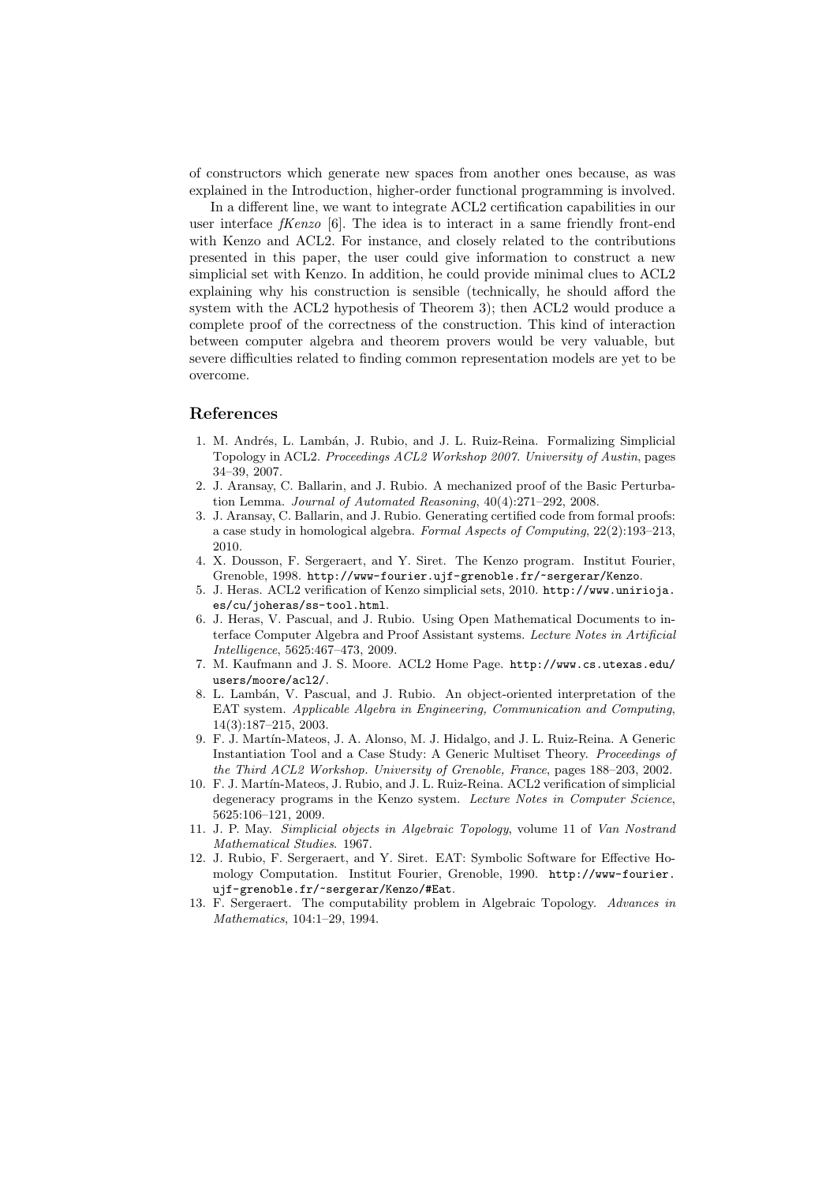of constructors which generate new spaces from another ones because, as was explained in the Introduction, higher-order functional programming is involved.

In a different line, we want to integrate ACL2 certification capabilities in our user interface *fKenzo* [6]. The idea is to interact in a same friendly front-end with Kenzo and ACL2. For instance, and closely related to the contributions presented in this paper, the user could give information to construct a new simplicial set with Kenzo. In addition, he could provide minimal clues to ACL2 explaining why his construction is sensible (technically, he should afford the system with the ACL2 hypothesis of Theorem 3); then ACL2 would produce a complete proof of the correctness of the construction. This kind of interaction between computer algebra and theorem provers would be very valuable, but severe difficulties related to finding common representation models are yet to be overcome.

## References

1. M. Andrés, L. Lambán, J. Rubio, and J. L. Ruiz-Reina. Formalizing Simplicial Topology in ACL2. *Proceedings ACL2 Workshop 2007. University of Austin*, pages 34–39, 2007.
2. J. Aransay, C. Ballarin, and J. Rubio. A mechanized proof of the Basic Perturbation Lemma. *Journal of Automated Reasoning*, 40(4):271–292, 2008.
3. J. Aransay, C. Ballarin, and J. Rubio. Generating certified code from formal proofs: a case study in homological algebra. *Formal Aspects of Computing*, 22(2):193–213, 2010.
4. X. Dousson, F. Sergeraert, and Y. Siret. The Kenzo program. Institut Fourier, Grenoble, 1998. `http://www-fourier.ujf-grenoble.fr/~sergerar/Kenzo`.
5. J. Heras. ACL2 verification of Kenzo simplicial sets, 2010. `http://www.unirioja.es/cu/joheras/ss-tool.html`.
6. J. Heras, V. Pascual, and J. Rubio. Using Open Mathematical Documents to interface Computer Algebra and Proof Assistant systems. *Lecture Notes in Artificial Intelligence*, 5625:467–473, 2009.
7. M. Kaufmann and J. S. Moore. ACL2 Home Page. `http://www.cs.utexas.edu/users/moore/acl2/`.
8. L. Lambán, V. Pascual, and J. Rubio. An object-oriented interpretation of the EAT system. *Applicable Algebra in Engineering, Communication and Computing*, 14(3):187–215, 2003.
9. F. J. Martín-Mateos, J. A. Alonso, M. J. Hidalgo, and J. L. Ruiz-Reina. A Generic Instantiation Tool and a Case Study: A Generic Multiset Theory. *Proceedings of the Third ACL2 Workshop. University of Grenoble, France*, pages 188–203, 2002.
10. F. J. Martín-Mateos, J. Rubio, and J. L. Ruiz-Reina. ACL2 verification of simplicial degeneracy programs in the Kenzo system. *Lecture Notes in Computer Science*, 5625:106–121, 2009.
11. J. P. May. *Simplicial objects in Algebraic Topology*, volume 11 of *Van Nostrand Mathematical Studies*. 1967.
12. J. Rubio, F. Sergeraert, and Y. Siret. EAT: Symbolic Software for Effective Homology Computation. Institut Fourier, Grenoble, 1990. `http://www-fourier.ujf-grenoble.fr/~sergerar/Kenzo/#Eat`.
13. F. Sergeraert. The computability problem in Algebraic Topology. *Advances in Mathematics*, 104:1–29, 1994.